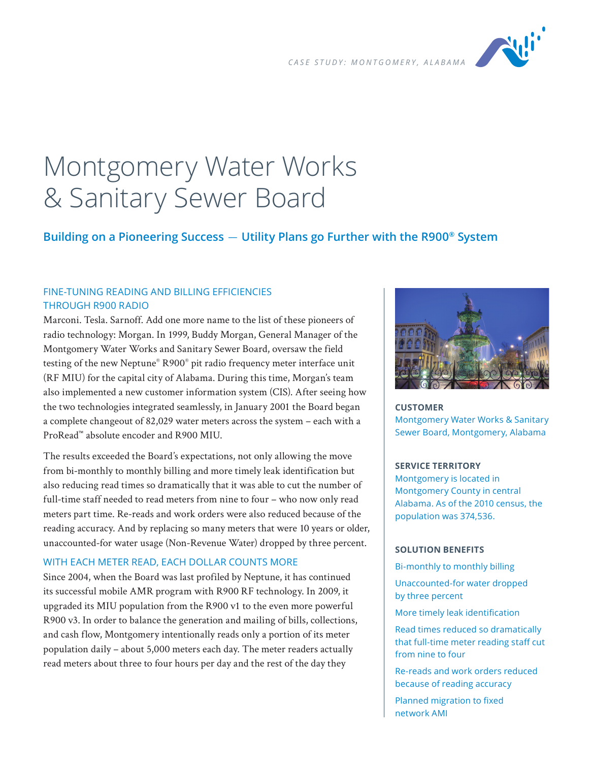CASE STUDY: MONTGOMERY, ALABAMA

# Montgomery Water Works & Sanitary Sewer Board

## Building on a Pioneering Success — Utility Plans go Further with the R900® System

### FINE-TUNING READING AND BILLING EFFICIENCIES THROUGH R900 RADIO

Marconi. Tesla. Sarnoff. Add one more name to the list of these pioneers of radio technology: Morgan. In 1999, Buddy Morgan, General Manager of the Montgomery Water Works and Sanitary Sewer Board, oversaw the field testing of the new Neptune® R900® pit radio frequency meter interface unit (RF MIU) for the capital city of Alabama. During this time, Morgan's team also implemented a new customer information system (CIS). After seeing how the two technologies integrated seamlessly, in January 2001 the Board began a complete changeout of 82,029 water meters across the system – each with a ProRead™ absolute encoder and R900 MIU.

The results exceeded the Board's expectations, not only allowing the move from bi-monthly to monthly billing and more timely leak identification but also reducing read times so dramatically that it was able to cut the number of full-time staff needed to read meters from nine to four – who now only read meters part time. Re-reads and work orders were also reduced because of the reading accuracy. And by replacing so many meters that were 10 years or older, unaccounted-for water usage (Non-Revenue Water) dropped by three percent.

### WITH EACH METER READ, EACH DOLLAR COUNTS MORE

Since 2004, when the Board was last profiled by Neptune, it has continued its successful mobile AMR program with R900 RF technology. In 2009, it upgraded its MIU population from the R900 v1 to the even more powerful R900 v3. In order to balance the generation and mailing of bills, collections, and cash flow, Montgomery intentionally reads only a portion of its meter population daily – about 5,000 meters each day. The meter readers actually read meters about three to four hours per day and the rest of the day they

**CUSTOMER**

Montgomery Water Works & Sanitary Sewer Board, Montgomery, Alabama

**SERVICE TERRITORY**

Montgomery is located in Montgomery County in central Alabama. As of the 2010 census, the population was 374,536.

**SOLUTION BENEFITS**

- Bi-monthly to monthly billing
- Unaccounted-for water dropped by three percent
- More timely leak identification
- Read times reduced so dramatically that full-time meter reading staff cut from nine to four
- Re-reads and work orders reduced because of reading accuracy
- Planned migration to fixed network AMI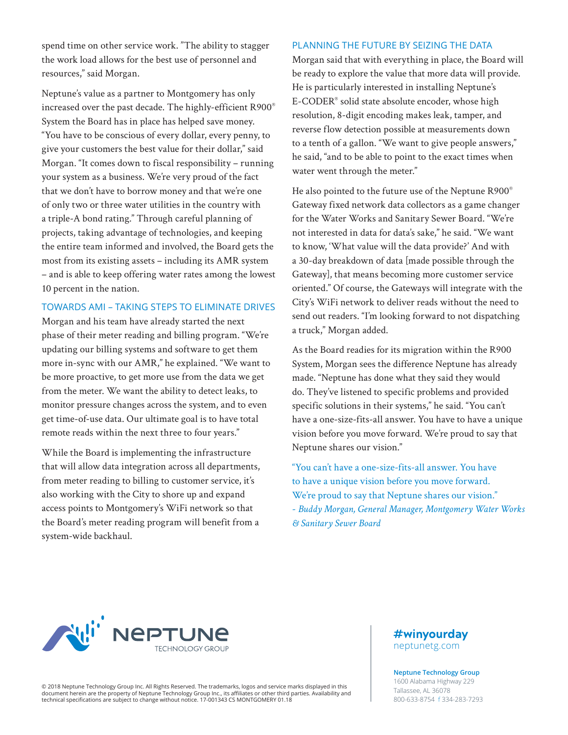spend time on other service work. "The ability to stagger the work load allows for the best use of personnel and resources," said Morgan.

Neptune's value as a partner to Montgomery has only increased over the past decade. The highly-efficient R900® System the Board has in place has helped save money. "You have to be conscious of every dollar, every penny, to give your customers the best value for their dollar," said Morgan. "It comes down to fiscal responsibility – running your system as a business. We're very proud of the fact that we don't have to borrow money and that we're one of only two or three water utilities in the country with a triple-A bond rating." Through careful planning of projects, taking advantage of technologies, and keeping the entire team informed and involved, the Board gets the most from its existing assets – including its AMR system – and is able to keep offering water rates among the lowest 10 percent in the nation.

## TOWARDS AMI – TAKING STEPS TO ELIMINATE DRIVES

Morgan and his team have already started the next phase of their meter reading and billing program. "We're updating our billing systems and software to get them more in-sync with our AMR," he explained. "We want to be more proactive, to get more use from the data we get from the meter. We want the ability to detect leaks, to monitor pressure changes across the system, and to even get time-of-use data. Our ultimate goal is to have total remote reads within the next three to four years."

While the Board is implementing the infrastructure that will allow data integration across all departments, from meter reading to billing to customer service, it's also working with the City to shore up and expand access points to Montgomery's WiFi network so that the Board's meter reading program will benefit from a system-wide backhaul.

## PLANNING THE FUTURE BY SEIZING THE DATA

Morgan said that with everything in place, the Board will be ready to explore the value that more data will provide. He is particularly interested in installing Neptune's E-CODER® solid state absolute encoder, whose high resolution, 8-digit encoding makes leak, tamper, and reverse flow detection possible at measurements down to a tenth of a gallon. "We want to give people answers," he said, "and to be able to point to the exact times when water went through the meter."

He also pointed to the future use of the Neptune R900® Gateway fixed network data collectors as a game changer for the Water Works and Sanitary Sewer Board. "We're not interested in data for data's sake," he said. "We want to know, 'What value will the data provide?' And with a 30-day breakdown of data [made possible through the Gateway], that means becoming more customer service oriented." Of course, the Gateways will integrate with the City's WiFi network to deliver reads without the need to send out readers. "I'm looking forward to not dispatching a truck," Morgan added.

As the Board readies for its migration within the R900 System, Morgan sees the difference Neptune has already made. "Neptune has done what they said they would do. They've listened to specific problems and provided specific solutions in their systems," he said. "You can't have a one-size-fits-all answer. You have to have a unique vision before you move forward. We're proud to say that Neptune shares our vision."

"You can't have a one-size-fits-all answer. You have to have a unique vision before you move forward. We're proud to say that Neptune shares our vision."
*- Buddy Morgan, General Manager, Montgomery Water Works & Sanitary Sewer Board*

NEPTUNE TECHNOLOGY GROUP

**#winyourday**
neptunetg.com

**Neptune Technology Group**
1600 Alabama Highway 229
Tallassee, AL 36078
800-633-8754 f 334-283-7293

© 2018 Neptune Technology Group Inc. All Rights Reserved. The trademarks, logos and service marks displayed in this document herein are the property of Neptune Technology Group Inc., its affiliates or other third parties. Availability and technical specifications are subject to change without notice. 17-001343 CS MONTGOMERY 01.18